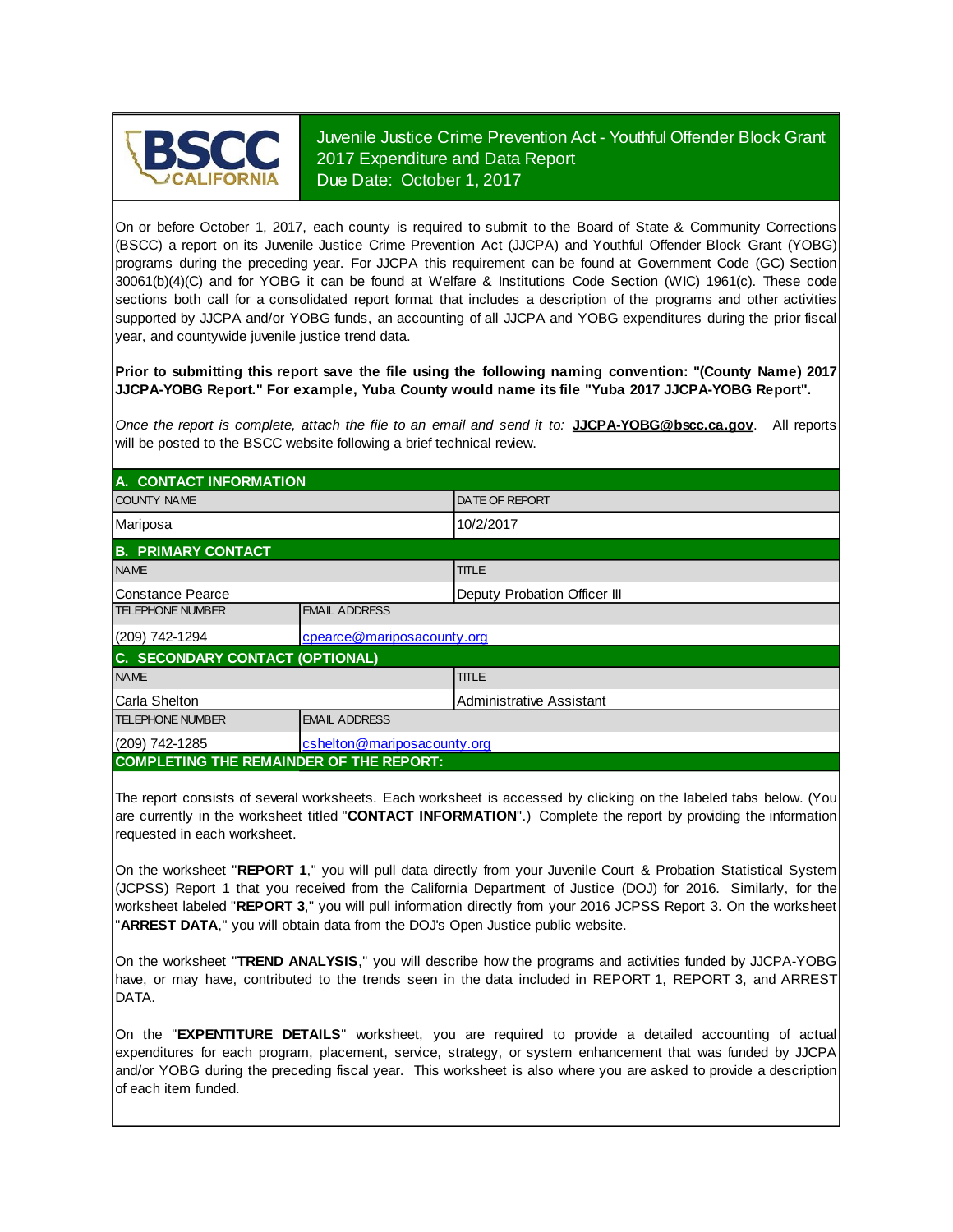BSCC CALIFORNIA

# Juvenile Justice Crime Prevention Act - Youthful Offender Block Grant 2017 Expenditure and Data Report
Due Date: October 1, 2017

On or before October 1, 2017, each county is required to submit to the Board of State & Community Corrections (BSCC) a report on its Juvenile Justice Crime Prevention Act (JJCPA) and Youthful Offender Block Grant (YOBG) programs during the preceding year. For JJCPA this requirement can be found at Government Code (GC) Section 30061(b)(4)(C) and for YOBG it can be found at Welfare & Institutions Code Section (WIC) 1961(c). These code sections both call for a consolidated report format that includes a description of the programs and other activities supported by JJCPA and/or YOBG funds, an accounting of all JJCPA and YOBG expenditures during the prior fiscal year, and countywide juvenile justice trend data.

**Prior to submitting this report save the file using the following naming convention: "(County Name) 2017 JJCPA-YOBG Report." For example, Yuba County would name its file "Yuba 2017 JJCPA-YOBG Report".**

*Once the report is complete, attach the file to an email and send it to:* **JJCPA-YOBG@bscc.ca.gov**. All reports will be posted to the BSCC website following a brief technical review.

## A. CONTACT INFORMATION

| COUNTY NAME | DATE OF REPORT |
|---|---|
| Mariposa | 10/2/2017 |

## B. PRIMARY CONTACT

| NAME | TITLE |
|---|---|
| Constance Pearce | Deputy Probation Officer III |

| TELEPHONE NUMBER | EMAIL ADDRESS |
|---|---|
| (209) 742-1294 | cpearce@mariposacounty.org |

## C. SECONDARY CONTACT (OPTIONAL)

| NAME | TITLE |
|---|---|
| Carla Shelton | Administrative Assistant |

| TELEPHONE NUMBER | EMAIL ADDRESS |
|---|---|
| (209) 742-1285 | cshelton@mariposacounty.org |

## COMPLETING THE REMAINDER OF THE REPORT:

The report consists of several worksheets. Each worksheet is accessed by clicking on the labeled tabs below. (You are currently in the worksheet titled "**CONTACT INFORMATION**".) Complete the report by providing the information requested in each worksheet.

On the worksheet "**REPORT 1**," you will pull data directly from your Juvenile Court & Probation Statistical System (JCPSS) Report 1 that you received from the California Department of Justice (DOJ) for 2016. Similarly, for the worksheet labeled "**REPORT 3**," you will pull information directly from your 2016 JCPSS Report 3. On the worksheet "**ARREST DATA**," you will obtain data from the DOJ's Open Justice public website.

On the worksheet "**TREND ANALYSIS**," you will describe how the programs and activities funded by JJCPA-YOBG have, or may have, contributed to the trends seen in the data included in REPORT 1, REPORT 3, and ARREST DATA.

On the "**EXPENTITURE DETAILS**" worksheet, you are required to provide a detailed accounting of actual expenditures for each program, placement, service, strategy, or system enhancement that was funded by JJCPA and/or YOBG during the preceding fiscal year. This worksheet is also where you are asked to provide a description of each item funded.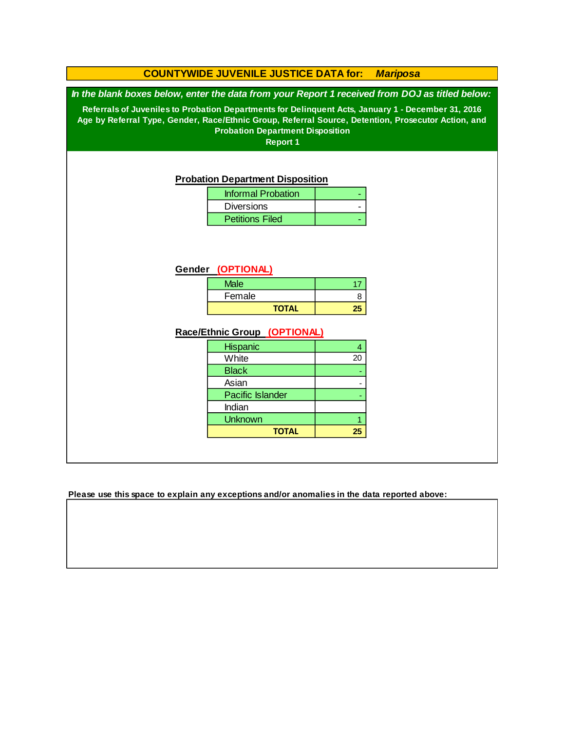## COUNTYWIDE JUVENILE JUSTICE DATA for: *Mariposa*

***In the blank boxes below, enter the data from your Report 1 received from DOJ as titled below:***

**Referrals of Juveniles to Probation Departments for Delinquent Acts, January 1 - December 31, 2016**
**Age by Referral Type, Gender, Race/Ethnic Group, Referral Source, Detention, Prosecutor Action, and Probation Department Disposition**
**Report 1**

### Probation Department Disposition

| | |
|---|---|
| Informal Probation | - |
| Diversions | - |
| Petitions Filed | - |

### Gender (OPTIONAL)

| | |
|---|---|
| Male | 17 |
| Female | 8 |
| **TOTAL** | **25** |

### Race/Ethnic Group (OPTIONAL)

| | |
|---|---|
| Hispanic | 4 |
| White | 20 |
| Black | - |
| Asian | - |
| Pacific Islander | - |
| Indian | |
| Unknown | 1 |
| **TOTAL** | **25** |

**Please use this space to explain any exceptions and/or anomalies in the data reported above:**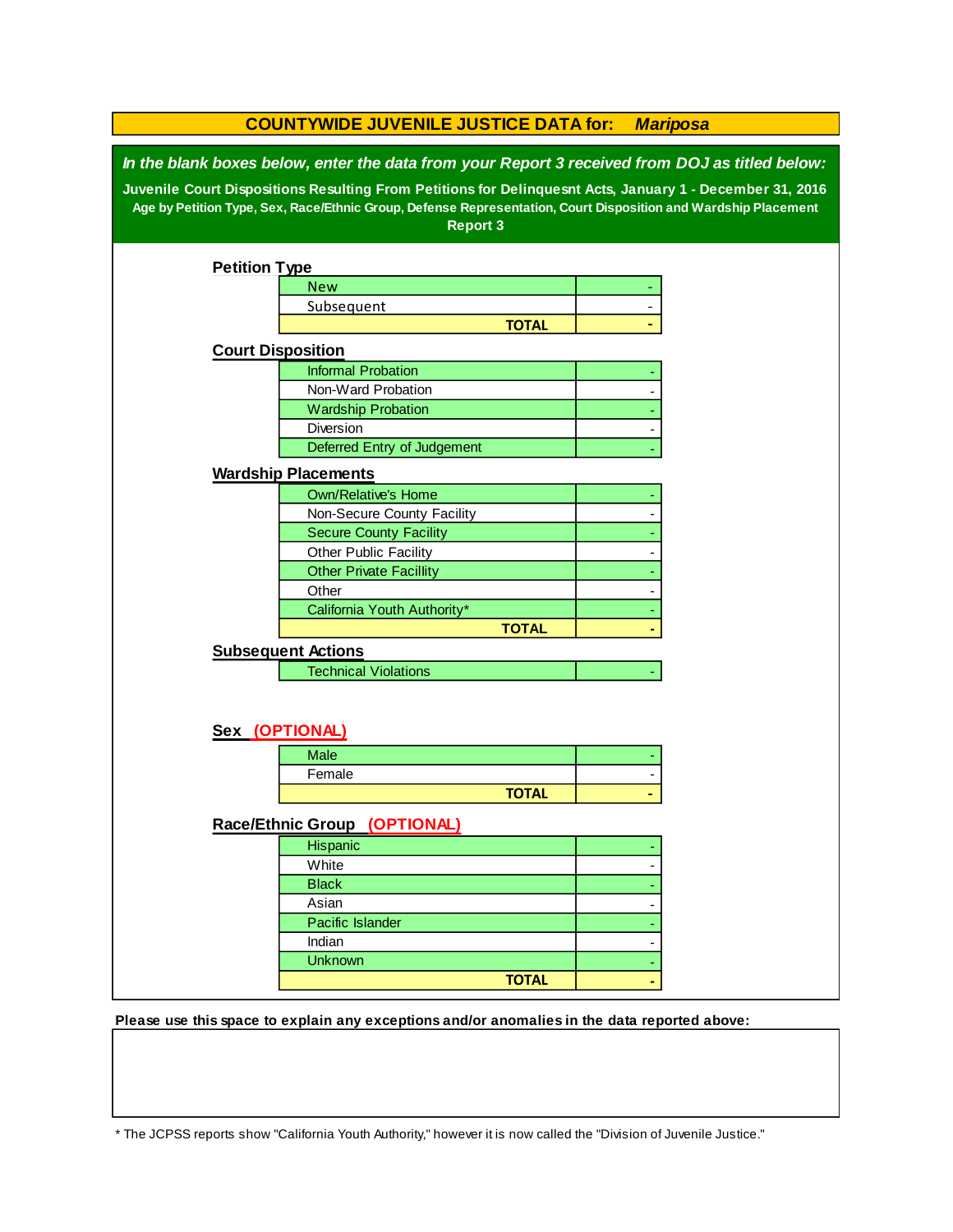## COUNTYWIDE JUVENILE JUSTICE DATA for: *Mariposa*

***In the blank boxes below, enter the data from your Report 3 received from DOJ as titled below:***

**Juvenile Court Dispositions Resulting From Petitions for Delinquesnt Acts, January 1 - December 31, 2016**

**Age by Petition Type, Sex, Race/Ethnic Group, Defense Representation, Court Disposition and Wardship Placement**

**Report 3**

### Petition Type

| | |
|---|---|
| New | - |
| Subsequent | - |
| **TOTAL** | **-** |

### Court Disposition

| | |
|---|---|
| Informal Probation | - |
| Non-Ward Probation | - |
| Wardship Probation | - |
| Diversion | - |
| Deferred Entry of Judgement | - |

### Wardship Placements

| | |
|---|---|
| Own/Relative's Home | - |
| Non-Secure County Facility | - |
| Secure County Facility | - |
| Other Public Facility | - |
| Other Private Facillity | - |
| Other | - |
| California Youth Authority* | - |
| **TOTAL** | **-** |

### Subsequent Actions

| | |
|---|---|
| Technical Violations | - |

### Sex (OPTIONAL)

| | |
|---|---|
| Male | - |
| Female | - |
| **TOTAL** | **-** |

### Race/Ethnic Group (OPTIONAL)

| | |
|---|---|
| Hispanic | - |
| White | - |
| Black | - |
| Asian | - |
| Pacific Islander | - |
| Indian | - |
| Unknown | - |
| **TOTAL** | **-** |

**Please use this space to explain any exceptions and/or anomalies in the data reported above:**

* The JCPSS reports show "California Youth Authority," however it is now called the "Division of Juvenile Justice."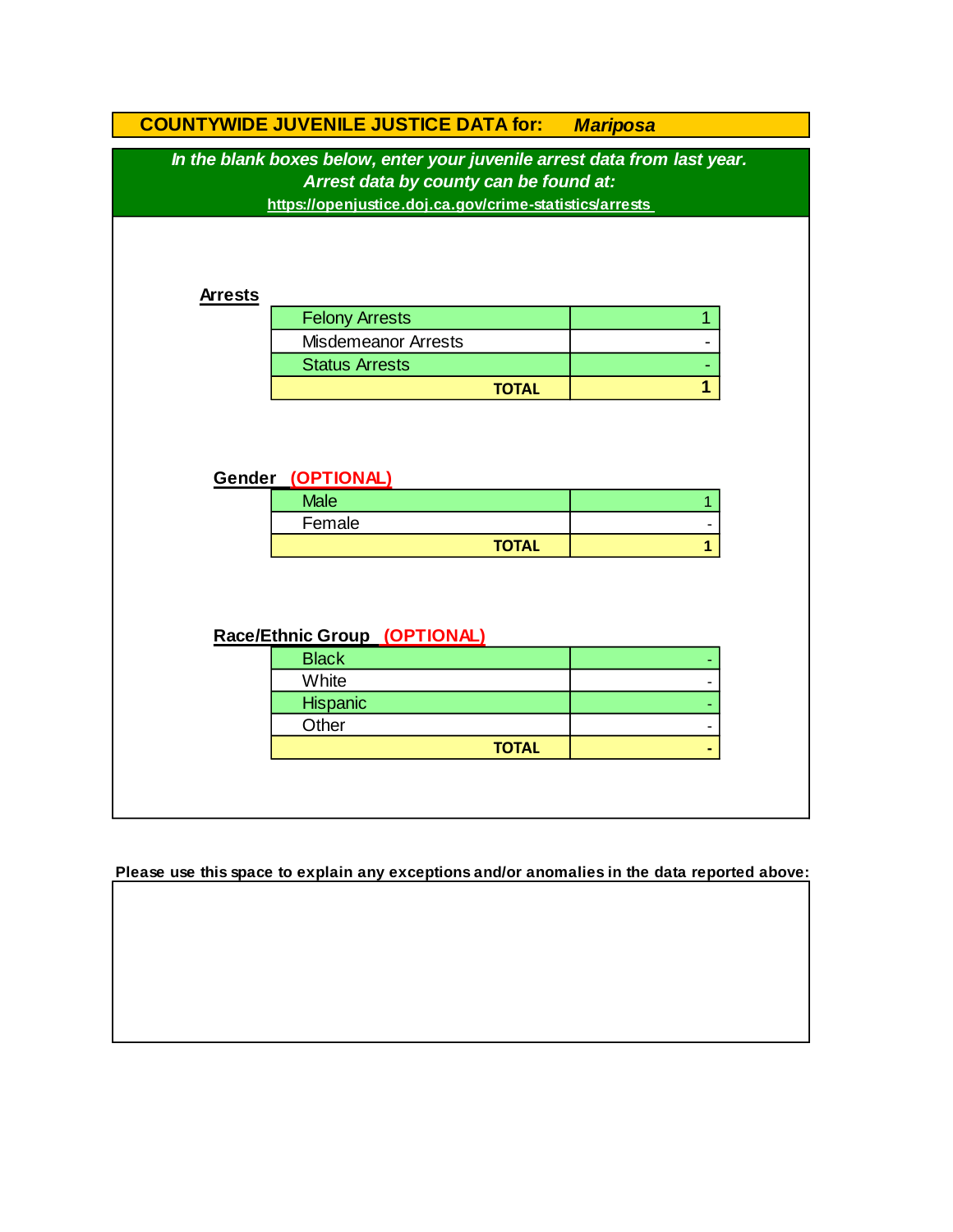## COUNTYWIDE JUVENILE JUSTICE DATA for: *Mariposa*

***In the blank boxes below, enter your juvenile arrest data from last year.***
***Arrest data by county can be found at:***
**https://openjustice.doj.ca.gov/crime-statistics/arrests**

**Arrests**

| | |
|---|---|
| Felony Arrests | 1 |
| Misdemeanor Arrests | - |
| Status Arrests | - |
| **TOTAL** | **1** |

**Gender** **(OPTIONAL)**

| | |
|---|---|
| Male | 1 |
| Female | - |
| **TOTAL** | **1** |

**Race/Ethnic Group** **(OPTIONAL)**

| | |
|---|---|
| Black | - |
| White | - |
| Hispanic | - |
| Other | - |
| **TOTAL** | **-** |

**Please use this space to explain any exceptions and/or anomalies in the data reported above:**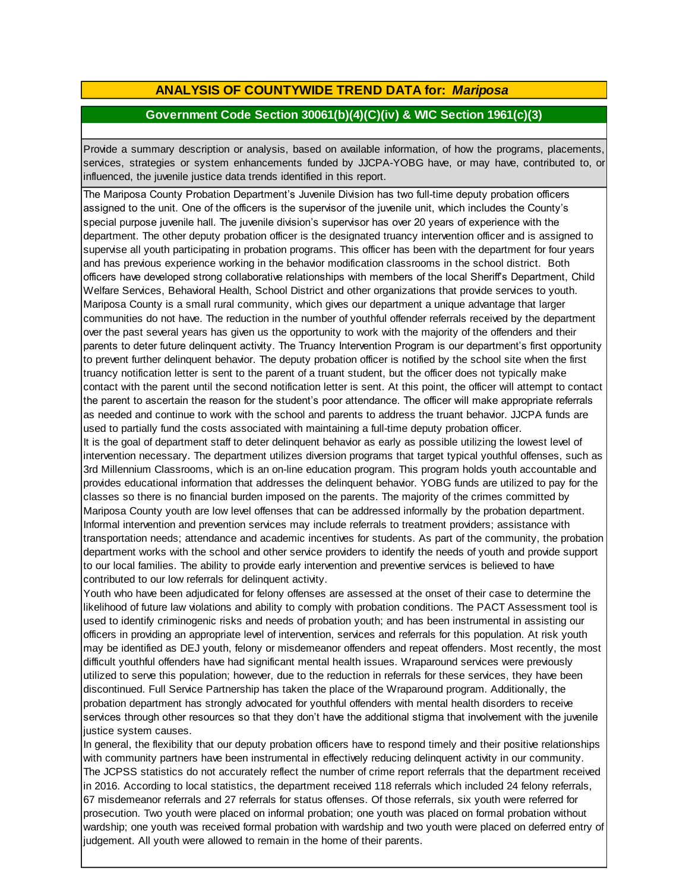## ANALYSIS OF COUNTYWIDE TREND DATA for: *Mariposa*

### Government Code Section 30061(b)(4)(C)(iv) & WIC Section 1961(c)(3)

Provide a summary description or analysis, based on available information, of how the programs, placements, services, strategies or system enhancements funded by JJCPA-YOBG have, or may have, contributed to, or influenced, the juvenile justice data trends identified in this report.

The Mariposa County Probation Department's Juvenile Division has two full-time deputy probation officers assigned to the unit. One of the officers is the supervisor of the juvenile unit, which includes the County's special purpose juvenile hall. The juvenile division's supervisor has over 20 years of experience with the department. The other deputy probation officer is the designated truancy intervention officer and is assigned to supervise all youth participating in probation programs. This officer has been with the department for four years and has previous experience working in the behavior modification classrooms in the school district. Both officers have developed strong collaborative relationships with members of the local Sheriff's Department, Child Welfare Services, Behavioral Health, School District and other organizations that provide services to youth. Mariposa County is a small rural community, which gives our department a unique advantage that larger communities do not have. The reduction in the number of youthful offender referrals received by the department over the past several years has given us the opportunity to work with the majority of the offenders and their parents to deter future delinquent activity. The Truancy Intervention Program is our department's first opportunity to prevent further delinquent behavior. The deputy probation officer is notified by the school site when the first truancy notification letter is sent to the parent of a truant student, but the officer does not typically make contact with the parent until the second notification letter is sent. At this point, the officer will attempt to contact the parent to ascertain the reason for the student's poor attendance. The officer will make appropriate referrals as needed and continue to work with the school and parents to address the truant behavior. JJCPA funds are used to partially fund the costs associated with maintaining a full-time deputy probation officer.

It is the goal of department staff to deter delinquent behavior as early as possible utilizing the lowest level of intervention necessary. The department utilizes diversion programs that target typical youthful offenses, such as 3rd Millennium Classrooms, which is an on-line education program. This program holds youth accountable and provides educational information that addresses the delinquent behavior. YOBG funds are utilized to pay for the classes so there is no financial burden imposed on the parents. The majority of the crimes committed by Mariposa County youth are low level offenses that can be addressed informally by the probation department. Informal intervention and prevention services may include referrals to treatment providers; assistance with transportation needs; attendance and academic incentives for students. As part of the community, the probation department works with the school and other service providers to identify the needs of youth and provide support to our local families. The ability to provide early intervention and preventive services is believed to have contributed to our low referrals for delinquent activity.

Youth who have been adjudicated for felony offenses are assessed at the onset of their case to determine the likelihood of future law violations and ability to comply with probation conditions. The PACT Assessment tool is used to identify criminogenic risks and needs of probation youth; and has been instrumental in assisting our officers in providing an appropriate level of intervention, services and referrals for this population. At risk youth may be identified as DEJ youth, felony or misdemeanor offenders and repeat offenders. Most recently, the most difficult youthful offenders have had significant mental health issues. Wraparound services were previously utilized to serve this population; however, due to the reduction in referrals for these services, they have been discontinued. Full Service Partnership has taken the place of the Wraparound program. Additionally, the probation department has strongly advocated for youthful offenders with mental health disorders to receive services through other resources so that they don't have the additional stigma that involvement with the juvenile justice system causes.

In general, the flexibility that our deputy probation officers have to respond timely and their positive relationships with community partners have been instrumental in effectively reducing delinquent activity in our community. The JCPSS statistics do not accurately reflect the number of crime report referrals that the department received in 2016. According to local statistics, the department received 118 referrals which included 24 felony referrals, 67 misdemeanor referrals and 27 referrals for status offenses. Of those referrals, six youth were referred for prosecution. Two youth were placed on informal probation; one youth was placed on formal probation without wardship; one youth was received formal probation with wardship and two youth were placed on deferred entry of judgement. All youth were allowed to remain in the home of their parents.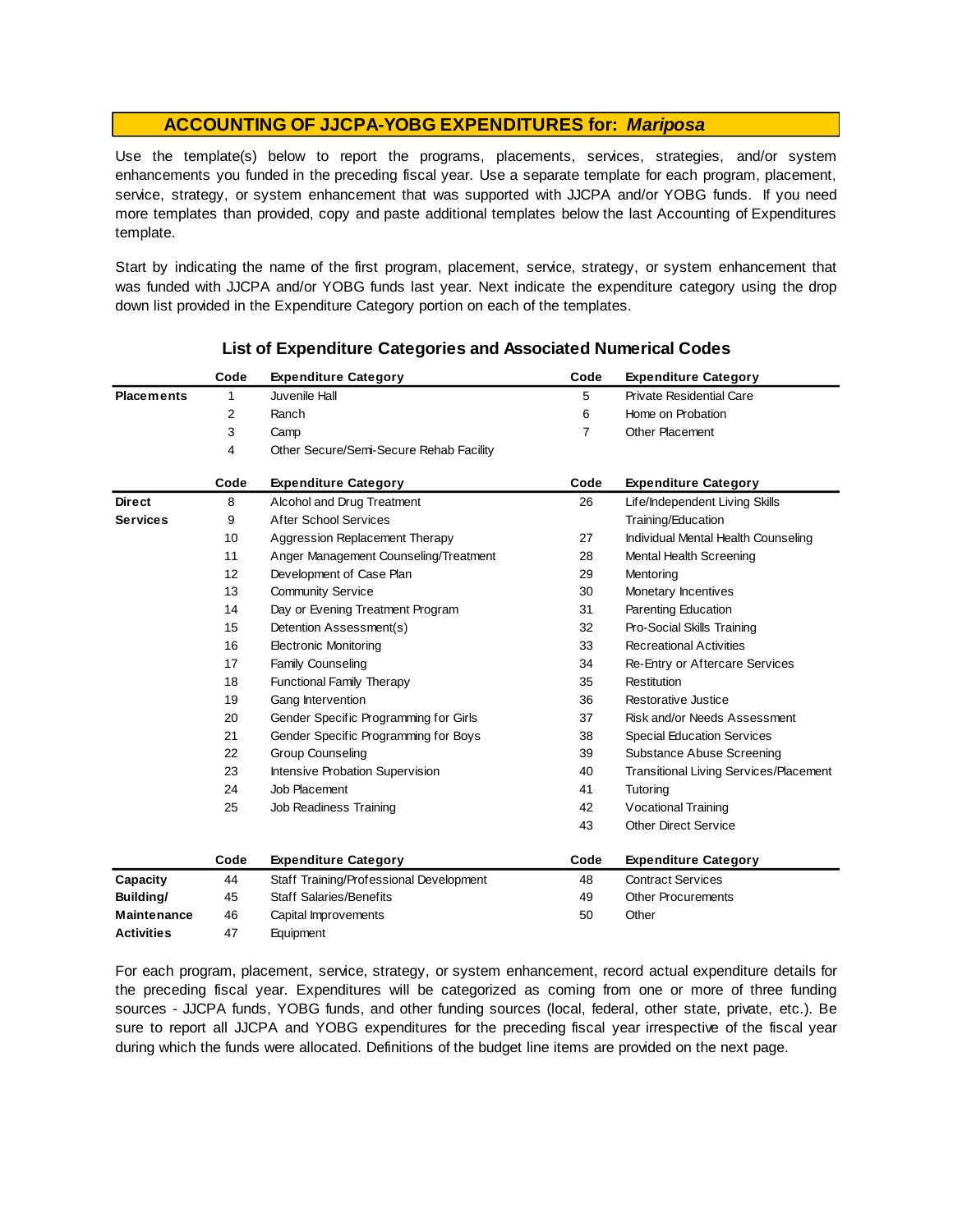## ACCOUNTING OF JJCPA-YOBG EXPENDITURES for: *Mariposa*

Use the template(s) below to report the programs, placements, services, strategies, and/or system enhancements you funded in the preceding fiscal year. Use a separate template for each program, placement, service, strategy, or system enhancement that was supported with JJCPA and/or YOBG funds. If you need more templates than provided, copy and paste additional templates below the last Accounting of Expenditures template.

Start by indicating the name of the first program, placement, service, strategy, or system enhancement that was funded with JJCPA and/or YOBG funds last year. Next indicate the expenditure category using the drop down list provided in the Expenditure Category portion on each of the templates.

### List of Expenditure Categories and Associated Numerical Codes

| | Code | Expenditure Category | Code | Expenditure Category |
|---|---|---|---|---|
| **Placements** | 1 | Juvenile Hall | 5 | Private Residential Care |
| | 2 | Ranch | 6 | Home on Probation |
| | 3 | Camp | 7 | Other Placement |
| | 4 | Other Secure/Semi-Secure Rehab Facility | | |

| | Code | Expenditure Category | Code | Expenditure Category |
|---|---|---|---|---|
| **Direct Services** | 8 | Alcohol and Drug Treatment | 26 | Life/Independent Living Skills Training/Education |
| | 9 | After School Services | 27 | Individual Mental Health Counseling |
| | 10 | Aggression Replacement Therapy | 28 | Mental Health Screening |
| | 11 | Anger Management Counseling/Treatment | 29 | Mentoring |
| | 12 | Development of Case Plan | 30 | Monetary Incentives |
| | 13 | Community Service | 31 | Parenting Education |
| | 14 | Day or Evening Treatment Program | 32 | Pro-Social Skills Training |
| | 15 | Detention Assessment(s) | 33 | Recreational Activities |
| | 16 | Electronic Monitoring | 34 | Re-Entry or Aftercare Services |
| | 17 | Family Counseling | 35 | Restitution |
| | 18 | Functional Family Therapy | 36 | Restorative Justice |
| | 19 | Gang Intervention | 37 | Risk and/or Needs Assessment |
| | 20 | Gender Specific Programming for Girls | 38 | Special Education Services |
| | 21 | Gender Specific Programming for Boys | 39 | Substance Abuse Screening |
| | 22 | Group Counseling | 40 | Transitional Living Services/Placement |
| | 23 | Intensive Probation Supervision | 41 | Tutoring |
| | 24 | Job Placement | 42 | Vocational Training |
| | 25 | Job Readiness Training | 43 | Other Direct Service |

| | Code | Expenditure Category | Code | Expenditure Category |
|---|---|---|---|---|
| **Capacity Building/ Maintenance Activities** | 44 | Staff Training/Professional Development | 48 | Contract Services |
| | 45 | Staff Salaries/Benefits | 49 | Other Procurements |
| | 46 | Capital Improvements | 50 | Other |
| | 47 | Equipment | | |

For each program, placement, service, strategy, or system enhancement, record actual expenditure details for the preceding fiscal year. Expenditures will be categorized as coming from one or more of three funding sources - JJCPA funds, YOBG funds, and other funding sources (local, federal, other state, private, etc.). Be sure to report all JJCPA and YOBG expenditures for the preceding fiscal year irrespective of the fiscal year during which the funds were allocated. Definitions of the budget line items are provided on the next page.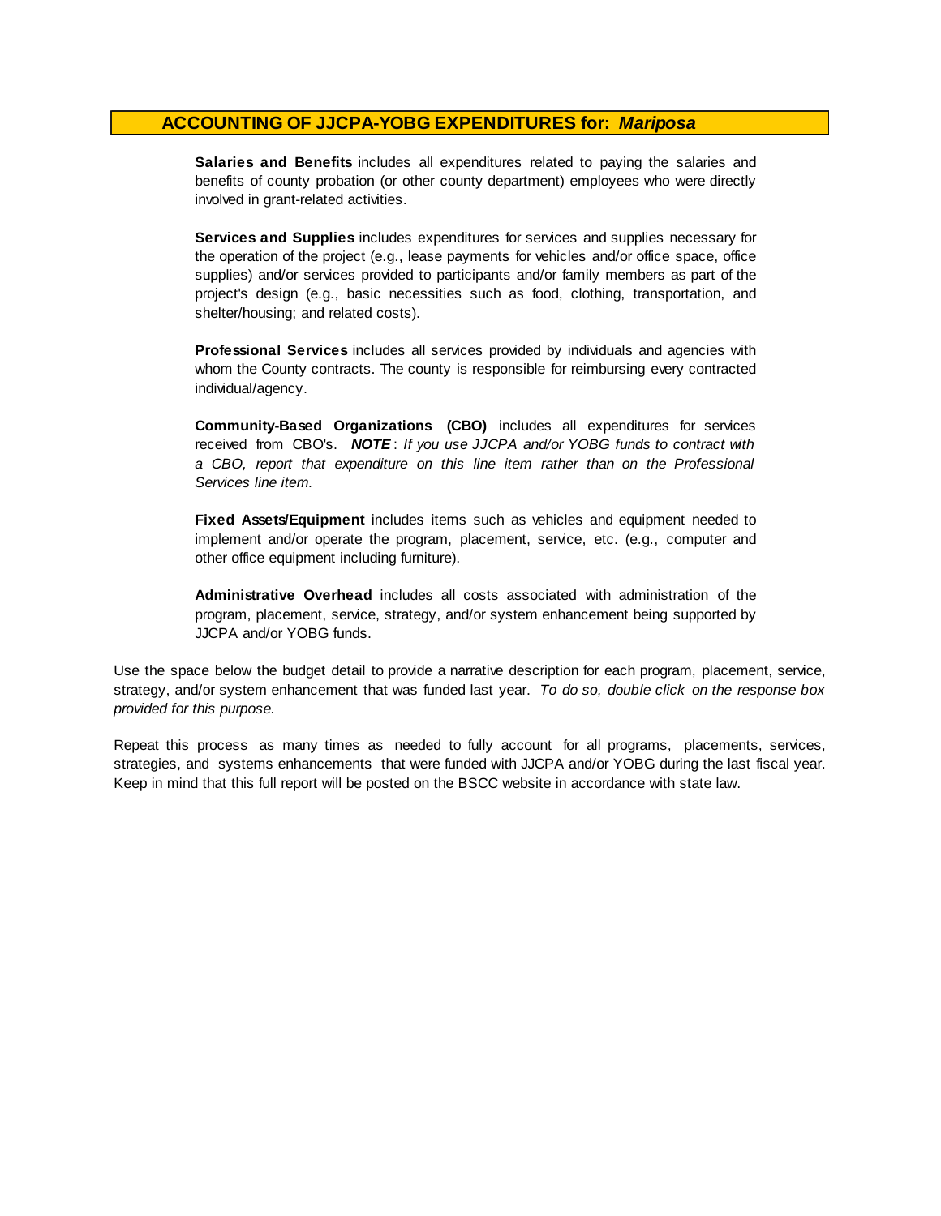## ACCOUNTING OF JJCPA-YOBG EXPENDITURES for: *Mariposa*

**Salaries and Benefits** includes all expenditures related to paying the salaries and benefits of county probation (or other county department) employees who were directly involved in grant-related activities.

**Services and Supplies** includes expenditures for services and supplies necessary for the operation of the project (e.g., lease payments for vehicles and/or office space, office supplies) and/or services provided to participants and/or family members as part of the project's design (e.g., basic necessities such as food, clothing, transportation, and shelter/housing; and related costs).

**Professional Services** includes all services provided by individuals and agencies with whom the County contracts. The county is responsible for reimbursing every contracted individual/agency.

**Community-Based Organizations (CBO)** includes all expenditures for services received from CBO's. ***NOTE*** : *If you use JJCPA and/or YOBG funds to contract with a CBO, report that expenditure on this line item rather than on the Professional Services line item.*

**Fixed Assets/Equipment** includes items such as vehicles and equipment needed to implement and/or operate the program, placement, service, etc. (e.g., computer and other office equipment including furniture).

**Administrative Overhead** includes all costs associated with administration of the program, placement, service, strategy, and/or system enhancement being supported by JJCPA and/or YOBG funds.

Use the space below the budget detail to provide a narrative description for each program, placement, service, strategy, and/or system enhancement that was funded last year. *To do so, double click on the response box provided for this purpose.*

Repeat this process as many times as needed to fully account for all programs, placements, services, strategies, and systems enhancements that were funded with JJCPA and/or YOBG during the last fiscal year. Keep in mind that this full report will be posted on the BSCC website in accordance with state law.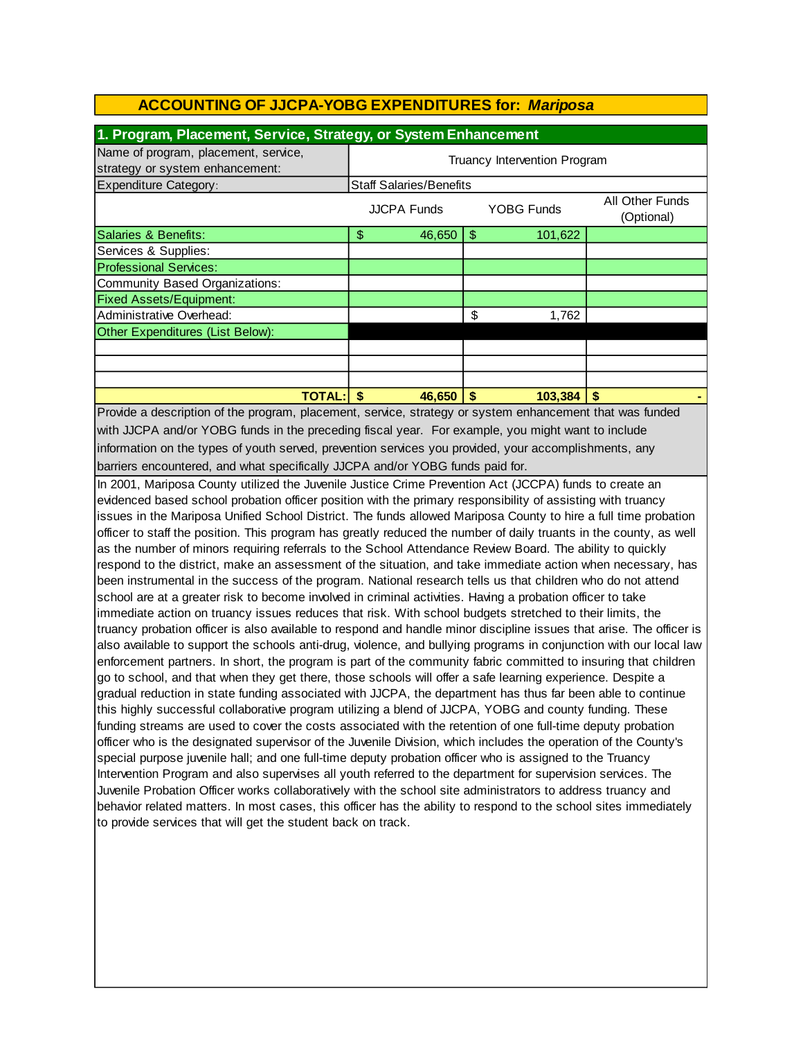## ACCOUNTING OF JJCPA-YOBG EXPENDITURES for: *Mariposa*

### 1. Program, Placement, Service, Strategy, or System Enhancement

| | | | |
|---|---|---|---|
| Name of program, placement, service, strategy or system enhancement: | Truancy Intervention Program | | |
| Expenditure Category: | Staff Salaries/Benefits | | |
| | JJCPA Funds | YOBG Funds | All Other Funds (Optional) |
| Salaries & Benefits: | $ 46,650 | $ 101,622 | |
| Services & Supplies: | | | |
| Professional Services: | | | |
| Community Based Organizations: | | | |
| Fixed Assets/Equipment: | | | |
| Administrative Overhead: | | $ 1,762 | |
| Other Expenditures (List Below): | | | |
| | | | |
| | | | |
| | | | |
| **TOTAL:** | **$ 46,650** | **$ 103,384** | **$ -** |

Provide a description of the program, placement, service, strategy or system enhancement that was funded with JJCPA and/or YOBG funds in the preceding fiscal year. For example, you might want to include information on the types of youth served, prevention services you provided, your accomplishments, any barriers encountered, and what specifically JJCPA and/or YOBG funds paid for.

In 2001, Mariposa County utilized the Juvenile Justice Crime Prevention Act (JCCPA) funds to create an evidenced based school probation officer position with the primary responsibility of assisting with truancy issues in the Mariposa Unified School District. The funds allowed Mariposa County to hire a full time probation officer to staff the position. This program has greatly reduced the number of daily truants in the county, as well as the number of minors requiring referrals to the School Attendance Review Board. The ability to quickly respond to the district, make an assessment of the situation, and take immediate action when necessary, has been instrumental in the success of the program. National research tells us that children who do not attend school are at a greater risk to become involved in criminal activities. Having a probation officer to take immediate action on truancy issues reduces that risk. With school budgets stretched to their limits, the truancy probation officer is also available to respond and handle minor discipline issues that arise. The officer is also available to support the schools anti-drug, violence, and bullying programs in conjunction with our local law enforcement partners. In short, the program is part of the community fabric committed to insuring that children go to school, and that when they get there, those schools will offer a safe learning experience. Despite a gradual reduction in state funding associated with JJCPA, the department has thus far been able to continue this highly successful collaborative program utilizing a blend of JJCPA, YOBG and county funding. These funding streams are used to cover the costs associated with the retention of one full-time deputy probation officer who is the designated supervisor of the Juvenile Division, which includes the operation of the County's special purpose juvenile hall; and one full-time deputy probation officer who is assigned to the Truancy Intervention Program and also supervises all youth referred to the department for supervision services. The Juvenile Probation Officer works collaboratively with the school site administrators to address truancy and behavior related matters. In most cases, this officer has the ability to respond to the school sites immediately to provide services that will get the student back on track.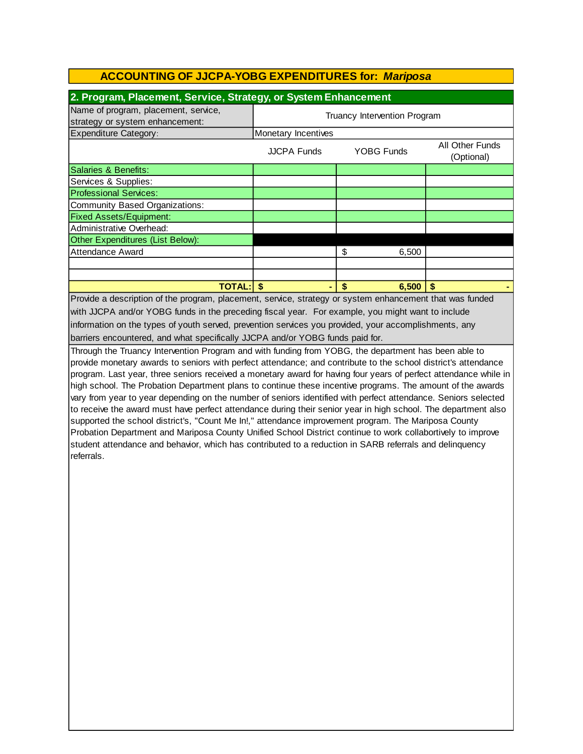## ACCOUNTING OF JJCPA-YOBG EXPENDITURES for: *Mariposa*

### 2. Program, Placement, Service, Strategy, or System Enhancement

| | | | |
|---|---|---|---|
| Name of program, placement, service, strategy or system enhancement: | Truancy Intervention Program | | |
| Expenditure Category: | Monetary Incentives | | |
| | JJCPA Funds | YOBG Funds | All Other Funds (Optional) |
| Salaries & Benefits: | | | |
| Services & Supplies: | | | |
| Professional Services: | | | |
| Community Based Organizations: | | | |
| Fixed Assets/Equipment: | | | |
| Administrative Overhead: | | | |
| Other Expenditures (List Below): | | | |
| Attendance Award | | $ 6,500 | |
| | | | |
| | | | |
| **TOTAL:** | **$ -** | **$ 6,500** | **$ -** |

Provide a description of the program, placement, service, strategy or system enhancement that was funded with JJCPA and/or YOBG funds in the preceding fiscal year. For example, you might want to include information on the types of youth served, prevention services you provided, your accomplishments, any barriers encountered, and what specifically JJCPA and/or YOBG funds paid for.

Through the Truancy Intervention Program and with funding from YOBG, the department has been able to provide monetary awards to seniors with perfect attendance; and contribute to the school district's attendance program. Last year, three seniors received a monetary award for having four years of perfect attendance while in high school. The Probation Department plans to continue these incentive programs. The amount of the awards vary from year to year depending on the number of seniors identified with perfect attendance. Seniors selected to receive the award must have perfect attendance during their senior year in high school. The department also supported the school district's, "Count Me In!," attendance improvement program. The Mariposa County Probation Department and Mariposa County Unified School District continue to work collabortively to improve student attendance and behavior, which has contributed to a reduction in SARB referrals and delinquency referrals.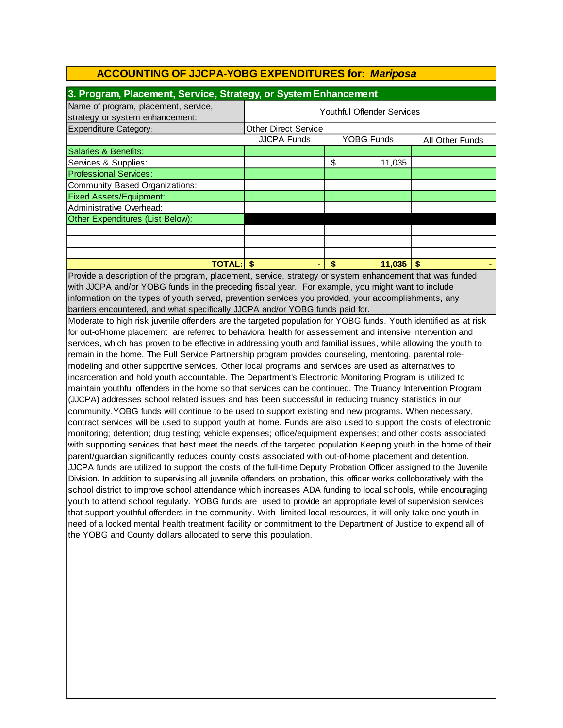## ACCOUNTING OF JJCPA-YOBG EXPENDITURES for: *Mariposa*

### 3. Program, Placement, Service, Strategy, or System Enhancement

| | | | |
|---|---|---|---|
| Name of program, placement, service, strategy or system enhancement: | Youthful Offender Services | | |
| Expenditure Category: | Other Direct Service | | |
| | JJCPA Funds | YOBG Funds | All Other Funds |
| Salaries & Benefits: | | | |
| Services & Supplies: | | $ 11,035 | |
| Professional Services: | | | |
| Community Based Organizations: | | | |
| Fixed Assets/Equipment: | | | |
| Administrative Overhead: | | | |
| Other Expenditures (List Below): | | | |
| | | | |
| | | | |
| | | | |
| **TOTAL:** | **$ -** | **$ 11,035** | **$ -** |

Provide a description of the program, placement, service, strategy or system enhancement that was funded with JJCPA and/or YOBG funds in the preceding fiscal year. For example, you might want to include information on the types of youth served, prevention services you provided, your accomplishments, any barriers encountered, and what specifically JJCPA and/or YOBG funds paid for.

Moderate to high risk juvenile offenders are the targeted population for YOBG funds. Youth identified as at risk for out-of-home placement are referred to behavioral health for assessement and intensive intervention and services, which has proven to be effective in addressing youth and familial issues, while allowing the youth to remain in the home. The Full Service Partnership program provides counseling, mentoring, parental role-modeling and other supportive services. Other local programs and services are used as alternatives to incarceration and hold youth accountable. The Department's Electronic Monitoring Program is utilized to maintain youthful offenders in the home so that services can be continued. The Truancy Intervention Program (JJCPA) addresses school related issues and has been successful in reducing truancy statistics in our community.YOBG funds will continue to be used to support existing and new programs. When necessary, contract services will be used to support youth at home. Funds are also used to support the costs of electronic monitoring; detention; drug testing; vehicle expenses; office/equipment expenses; and other costs associated with supporting services that best meet the needs of the targeted population.Keeping youth in the home of their parent/guardian significantly reduces county costs associated with out-of-home placement and detention. JJCPA funds are utilized to support the costs of the full-time Deputy Probation Officer assigned to the Juvenile Division. In addition to supervising all juvenile offenders on probation, this officer works colloboratively with the school district to improve school attendance which increases ADA funding to local schools, while encouraging youth to attend school regularly. YOBG funds are used to provide an appropriate level of supervision services that support youthful offenders in the community. With limited local resources, it will only take one youth in need of a locked mental health treatment facility or commitment to the Department of Justice to expend all of the YOBG and County dollars allocated to serve this population.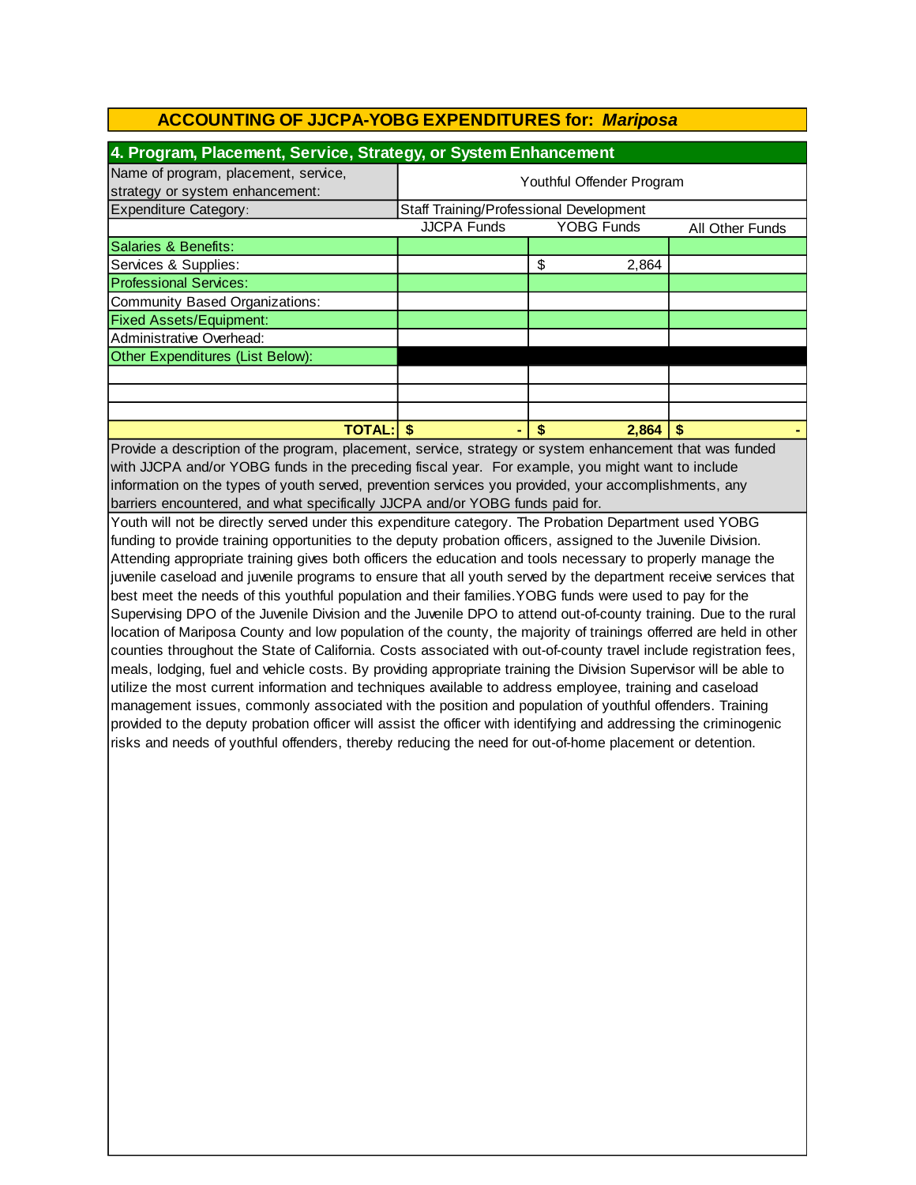## ACCOUNTING OF JJCPA-YOBG EXPENDITURES for: *Mariposa*

### 4. Program, Placement, Service, Strategy, or System Enhancement

| | | | |
|---|---|---|---|
| Name of program, placement, service, strategy or system enhancement: | Youthful Offender Program | | |
| Expenditure Category: | Staff Training/Professional Development | | |
| | JJCPA Funds | YOBG Funds | All Other Funds |
| Salaries & Benefits: | | | |
| Services & Supplies: | | $ 2,864 | |
| Professional Services: | | | |
| Community Based Organizations: | | | |
| Fixed Assets/Equipment: | | | |
| Administrative Overhead: | | | |
| Other Expenditures (List Below): | | | |
| | | | |
| | | | |
| | | | |
| **TOTAL:** | **$ -** | **$ 2,864** | **$ -** |

Provide a description of the program, placement, service, strategy or system enhancement that was funded with JJCPA and/or YOBG funds in the preceding fiscal year. For example, you might want to include information on the types of youth served, prevention services you provided, your accomplishments, any barriers encountered, and what specifically JJCPA and/or YOBG funds paid for.

Youth will not be directly served under this expenditure category. The Probation Department used YOBG funding to provide training opportunities to the deputy probation officers, assigned to the Juvenile Division. Attending appropriate training gives both officers the education and tools necessary to properly manage the juvenile caseload and juvenile programs to ensure that all youth served by the department receive services that best meet the needs of this youthful population and their families.YOBG funds were used to pay for the Supervising DPO of the Juvenile Division and the Juvenile DPO to attend out-of-county training. Due to the rural location of Mariposa County and low population of the county, the majority of trainings offerred are held in other counties throughout the State of California. Costs associated with out-of-county travel include registration fees, meals, lodging, fuel and vehicle costs. By providing appropriate training the Division Supervisor will be able to utilize the most current information and techniques available to address employee, training and caseload management issues, commonly associated with the position and population of youthful offenders. Training provided to the deputy probation officer will assist the officer with identifying and addressing the criminogenic risks and needs of youthful offenders, thereby reducing the need for out-of-home placement or detention.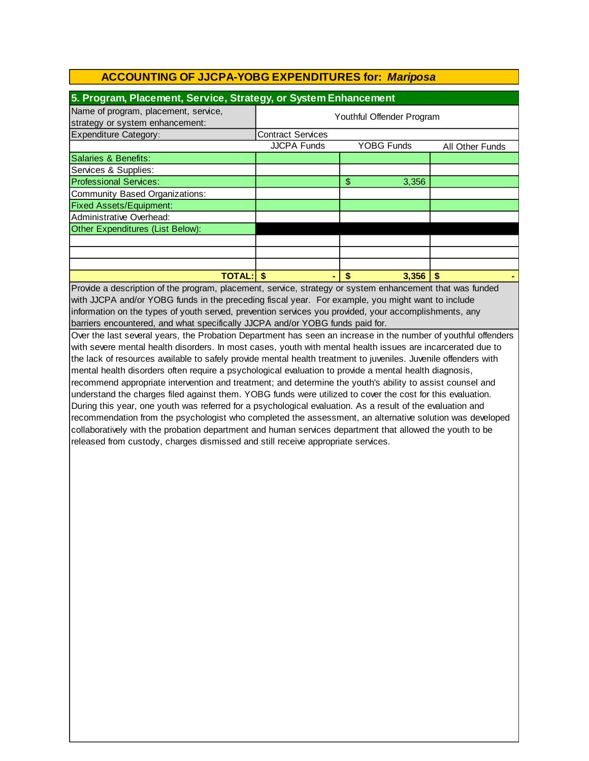## ACCOUNTING OF JJCPA-YOBG EXPENDITURES for: *Mariposa*

### 5. Program, Placement, Service, Strategy, or System Enhancement

| | | | |
|---|---|---|---|
| Name of program, placement, service, strategy or system enhancement: | Youthful Offender Program | | |
| Expenditure Category: | Contract Services | | |
| | JJCPA Funds | YOBG Funds | All Other Funds |
| Salaries & Benefits: | | | |
| Services & Supplies: | | | |
| Professional Services: | | $ 3,356 | |
| Community Based Organizations: | | | |
| Fixed Assets/Equipment: | | | |
| Administrative Overhead: | | | |
| Other Expenditures (List Below): | | | |
| | | | |
| | | | |
| | | | |
| **TOTAL:** | **$ -** | **$ 3,356** | **$ -** |

Provide a description of the program, placement, service, strategy or system enhancement that was funded with JJCPA and/or YOBG funds in the preceding fiscal year. For example, you might want to include information on the types of youth served, prevention services you provided, your accomplishments, any barriers encountered, and what specifically JJCPA and/or YOBG funds paid for.

Over the last several years, the Probation Department has seen an increase in the number of youthful offenders with severe mental health disorders. In most cases, youth with mental health issues are incarcerated due to the lack of resources available to safely provide mental health treatment to juveniles. Juvenile offenders with mental health disorders often require a psychological evaluation to provide a mental health diagnosis, recommend appropriate intervention and treatment; and determine the youth's ability to assist counsel and understand the charges filed against them. YOBG funds were utilized to cover the cost for this evaluation. During this year, one youth was referred for a psychological evaluation. As a result of the evaluation and recommendation from the psychologist who completed the assessment, an alternative solution was developed collaboratively with the probation department and human services department that allowed the youth to be released from custody, charges dismissed and still receive appropriate services.